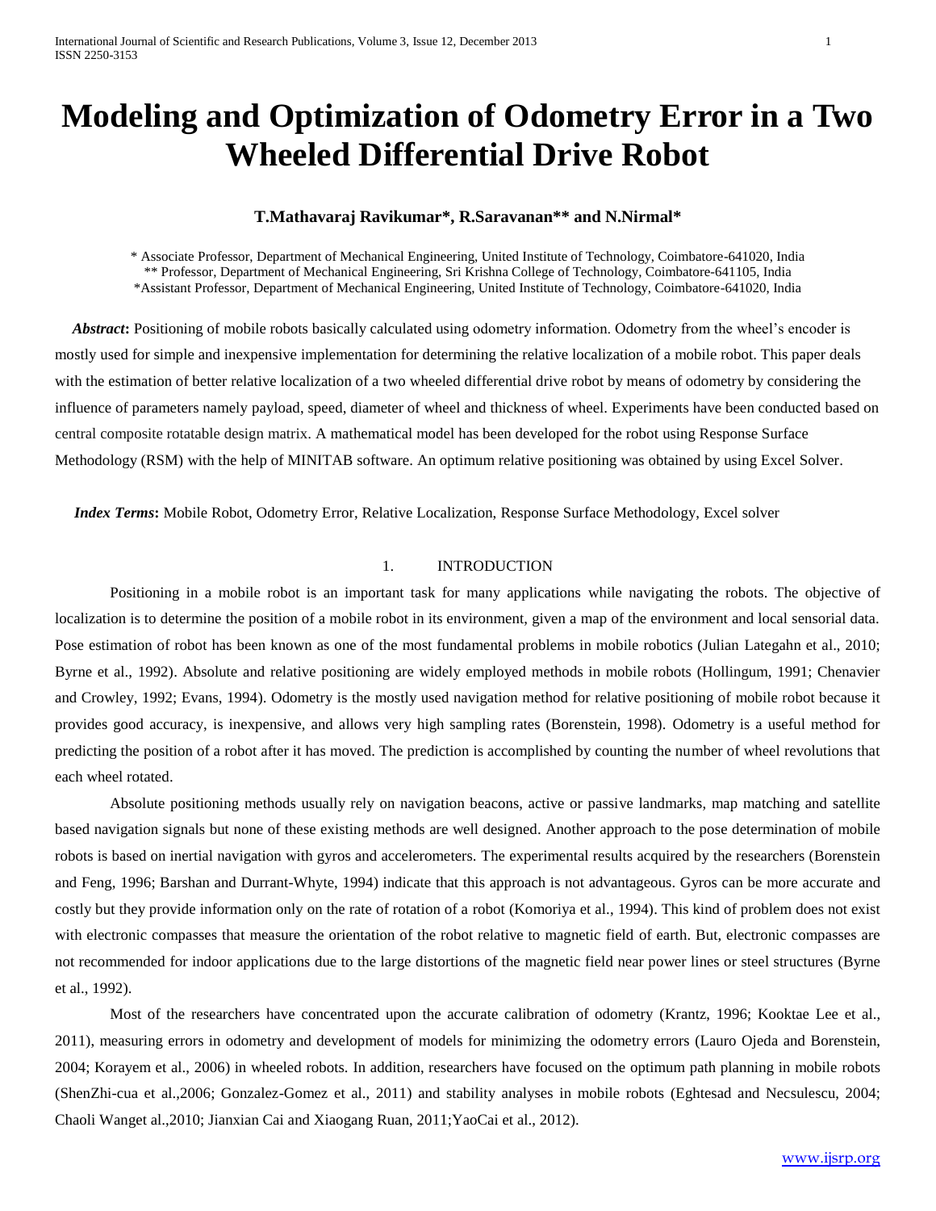# Modeling and Optimization of Odometry Error in a Two Wheeled Differential Drive Robot

**T.Mathavaraj Ravikumar\*, R.Saravanan\*\* and N.Nirmal\***

\* Associate Professor, Department of Mechanical Engineering, United Institute of Technology, Coimbatore-641020, India
\*\* Professor, Department of Mechanical Engineering, Sri Krishna College of Technology, Coimbatore-641105, India
\*Assistant Professor, Department of Mechanical Engineering, United Institute of Technology, Coimbatore-641020, India

***Abstract*:** Positioning of mobile robots basically calculated using odometry information. Odometry from the wheel's encoder is mostly used for simple and inexpensive implementation for determining the relative localization of a mobile robot. This paper deals with the estimation of better relative localization of a two wheeled differential drive robot by means of odometry by considering the influence of parameters namely payload, speed, diameter of wheel and thickness of wheel. Experiments have been conducted based on central composite rotatable design matrix. A mathematical model has been developed for the robot using Response Surface Methodology (RSM) with the help of MINITAB software. An optimum relative positioning was obtained by using Excel Solver.

***Index Terms*:** Mobile Robot, Odometry Error, Relative Localization, Response Surface Methodology, Excel solver

## 1. INTRODUCTION

Positioning in a mobile robot is an important task for many applications while navigating the robots. The objective of localization is to determine the position of a mobile robot in its environment, given a map of the environment and local sensorial data. Pose estimation of robot has been known as one of the most fundamental problems in mobile robotics (Julian Lategahn et al., 2010; Byrne et al., 1992). Absolute and relative positioning are widely employed methods in mobile robots (Hollingum, 1991; Chenavier and Crowley, 1992; Evans, 1994). Odometry is the mostly used navigation method for relative positioning of mobile robot because it provides good accuracy, is inexpensive, and allows very high sampling rates (Borenstein, 1998). Odometry is a useful method for predicting the position of a robot after it has moved. The prediction is accomplished by counting the number of wheel revolutions that each wheel rotated.

Absolute positioning methods usually rely on navigation beacons, active or passive landmarks, map matching and satellite based navigation signals but none of these existing methods are well designed. Another approach to the pose determination of mobile robots is based on inertial navigation with gyros and accelerometers. The experimental results acquired by the researchers (Borenstein and Feng, 1996; Barshan and Durrant-Whyte, 1994) indicate that this approach is not advantageous. Gyros can be more accurate and costly but they provide information only on the rate of rotation of a robot (Komoriya et al., 1994). This kind of problem does not exist with electronic compasses that measure the orientation of the robot relative to magnetic field of earth. But, electronic compasses are not recommended for indoor applications due to the large distortions of the magnetic field near power lines or steel structures (Byrne et al., 1992).

Most of the researchers have concentrated upon the accurate calibration of odometry (Krantz, 1996; Kooktae Lee et al., 2011), measuring errors in odometry and development of models for minimizing the odometry errors (Lauro Ojeda and Borenstein, 2004; Korayem et al., 2006) in wheeled robots. In addition, researchers have focused on the optimum path planning in mobile robots (ShenZhi-cua et al.,2006; Gonzalez-Gomez et al., 2011) and stability analyses in mobile robots (Eghtesad and Necsulescu, 2004; Chaoli Wanget al.,2010; Jianxian Cai and Xiaogang Ruan, 2011;YaoCai et al., 2012).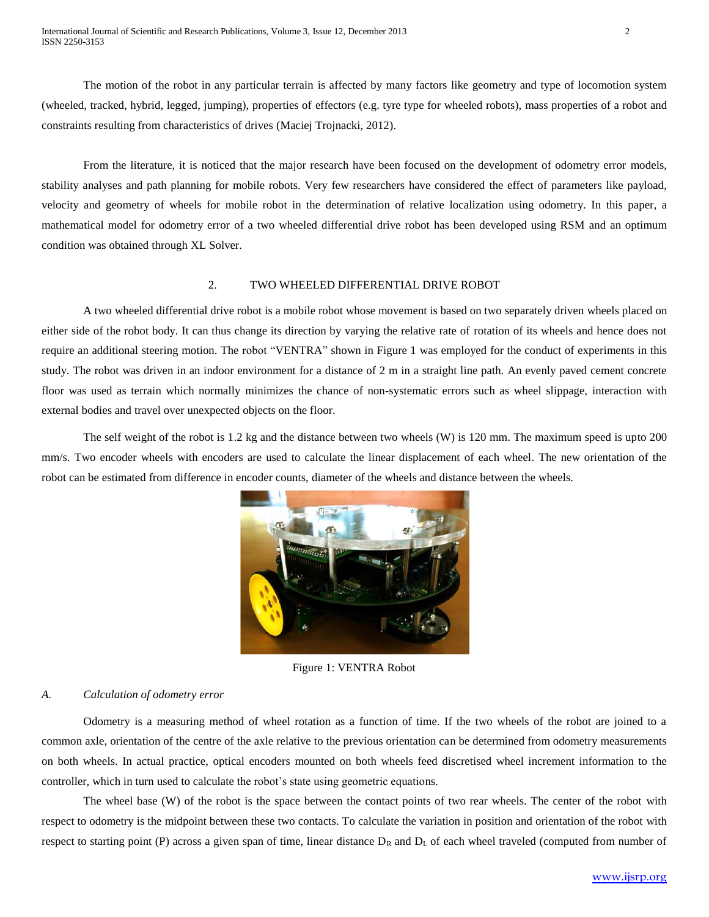The motion of the robot in any particular terrain is affected by many factors like geometry and type of locomotion system (wheeled, tracked, hybrid, legged, jumping), properties of effectors (e.g. tyre type for wheeled robots), mass properties of a robot and constraints resulting from characteristics of drives (Maciej Trojnacki, 2012).

From the literature, it is noticed that the major research have been focused on the development of odometry error models, stability analyses and path planning for mobile robots. Very few researchers have considered the effect of parameters like payload, velocity and geometry of wheels for mobile robot in the determination of relative localization using odometry. In this paper, a mathematical model for odometry error of a two wheeled differential drive robot has been developed using RSM and an optimum condition was obtained through XL Solver.

## 2. TWO WHEELED DIFFERENTIAL DRIVE ROBOT

A two wheeled differential drive robot is a mobile robot whose movement is based on two separately driven wheels placed on either side of the robot body. It can thus change its direction by varying the relative rate of rotation of its wheels and hence does not require an additional steering motion. The robot "VENTRA" shown in Figure 1 was employed for the conduct of experiments in this study. The robot was driven in an indoor environment for a distance of 2 m in a straight line path. An evenly paved cement concrete floor was used as terrain which normally minimizes the chance of non-systematic errors such as wheel slippage, interaction with external bodies and travel over unexpected objects on the floor.

The self weight of the robot is 1.2 kg and the distance between two wheels (W) is 120 mm. The maximum speed is upto 200 mm/s. Two encoder wheels with encoders are used to calculate the linear displacement of each wheel. The new orientation of the robot can be estimated from difference in encoder counts, diameter of the wheels and distance between the wheels.

Figure 1: VENTRA Robot

### *A. Calculation of odometry error*

Odometry is a measuring method of wheel rotation as a function of time. If the two wheels of the robot are joined to a common axle, orientation of the centre of the axle relative to the previous orientation can be determined from odometry measurements on both wheels. In actual practice, optical encoders mounted on both wheels feed discretised wheel increment information to the controller, which in turn used to calculate the robot's state using geometric equations.

The wheel base (W) of the robot is the space between the contact points of two rear wheels. The center of the robot with respect to odometry is the midpoint between these two contacts. To calculate the variation in position and orientation of the robot with respect to starting point (P) across a given span of time, linear distance $D_R$ and $D_L$ of each wheel traveled (computed from number of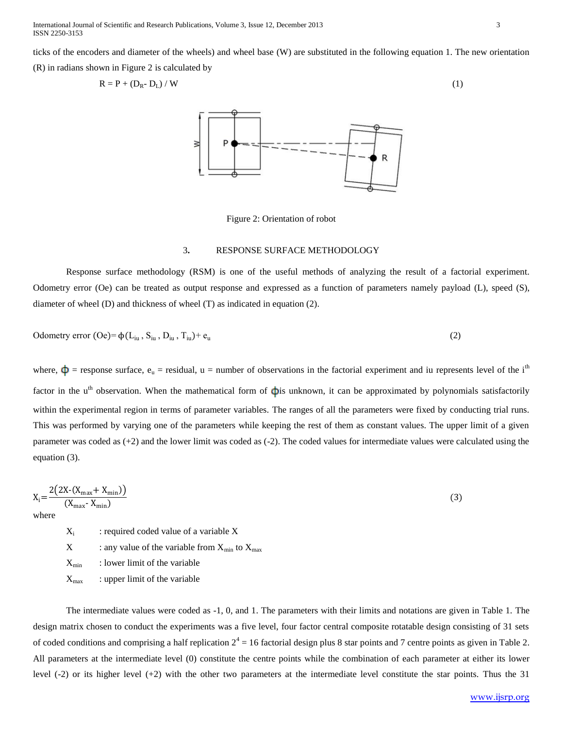ticks of the encoders and diameter of the wheels) and wheel base (W) are substituted in the following equation 1. The new orientation (R) in radians shown in Figure 2 is calculated by

$$R = P + (D_R - D_L) / W \tag{1}$$

Figure 2: Orientation of robot

## 3. RESPONSE SURFACE METHODOLOGY

Response surface methodology (RSM) is one of the useful methods of analyzing the result of a factorial experiment. Odometry error (Oe) can be treated as output response and expressed as a function of parameters namely payload (L), speed (S), diameter of wheel (D) and thickness of wheel (T) as indicated in equation (2).

$$\text{Odometry error (Oe)} = \phi(L_{iu}, S_{iu}, D_{iu}, T_{iu}) + e_u \tag{2}$$

where, $\phi$ = response surface, $e_u$ = residual, u = number of observations in the factorial experiment and iu represents level of the $i^{th}$ factor in the $u^{th}$ observation. When the mathematical form of $\phi$is unknown, it can be approximated by polynomials satisfactorily within the experimental region in terms of parameter variables. The ranges of all the parameters were fixed by conducting trial runs. This was performed by varying one of the parameters while keeping the rest of them as constant values. The upper limit of a given parameter was coded as (+2) and the lower limit was coded as (-2). The coded values for intermediate values were calculated using the equation (3).

$$X_i = \frac{2\left(2X - (X_{max} + X_{min})\right)}{(X_{max} - X_{min})} \tag{3}$$

where

- $X_i$ : required coded value of a variable X
- X : any value of the variable from $X_{min}$ to $X_{max}$
- $X_{min}$ : lower limit of the variable
- $X_{max}$ : upper limit of the variable

The intermediate values were coded as -1, 0, and 1. The parameters with their limits and notations are given in Table 1. The design matrix chosen to conduct the experiments was a five level, four factor central composite rotatable design consisting of 31 sets of coded conditions and comprising a half replication $2^4$ = 16 factorial design plus 8 star points and 7 centre points as given in Table 2. All parameters at the intermediate level (0) constitute the centre points while the combination of each parameter at either its lower level (-2) or its higher level (+2) with the other two parameters at the intermediate level constitute the star points. Thus the 31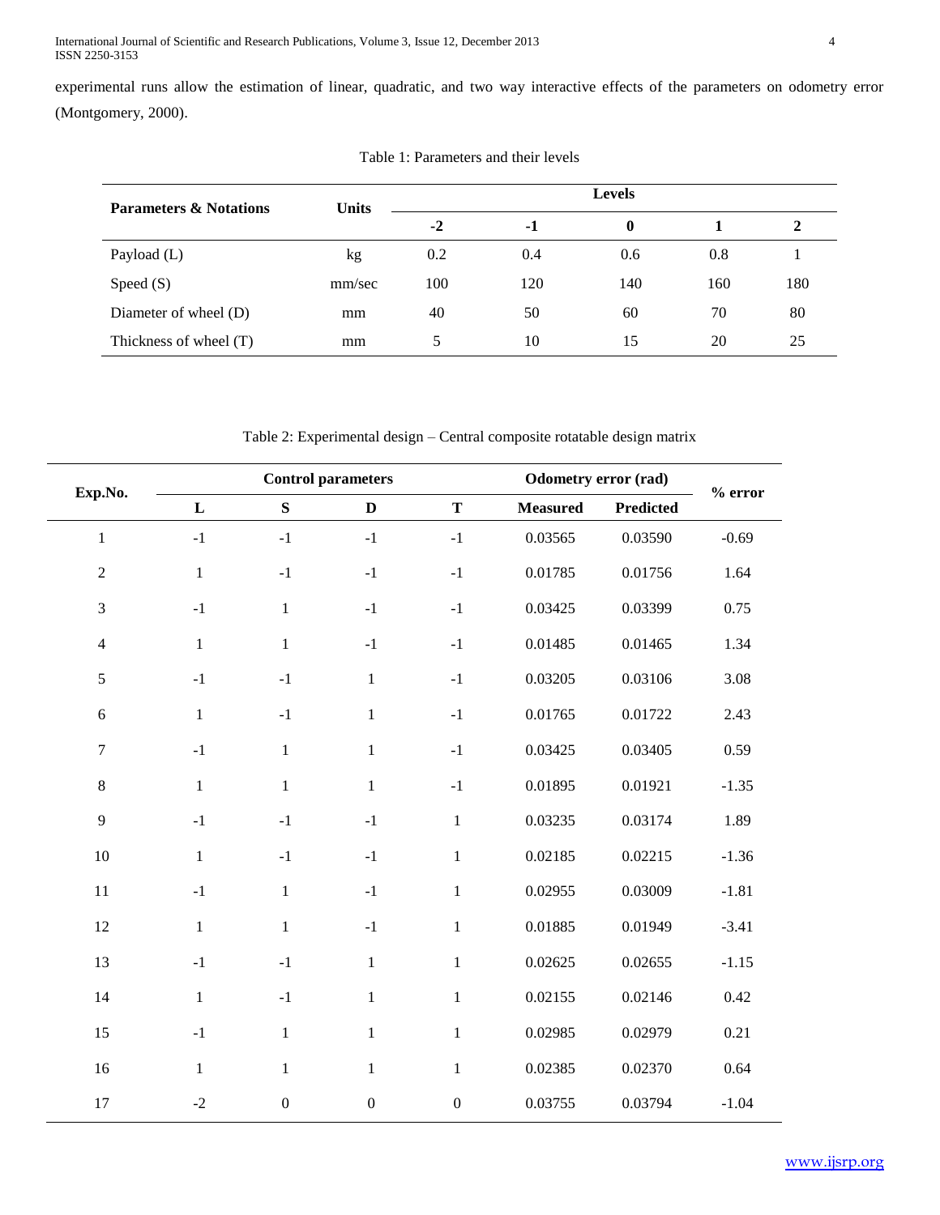experimental runs allow the estimation of linear, quadratic, and two way interactive effects of the parameters on odometry error (Montgomery, 2000).

Table 1: Parameters and their levels

| Parameters & Notations | Units | Levels | | | | |
|---|---|---|---|---|---|---|
| | | **-2** | **-1** | **0** | **1** | **2** |
| Payload (L) | kg | 0.2 | 0.4 | 0.6 | 0.8 | 1 |
| Speed (S) | mm/sec | 100 | 120 | 140 | 160 | 180 |
| Diameter of wheel (D) | mm | 40 | 50 | 60 | 70 | 80 |
| Thickness of wheel (T) | mm | 5 | 10 | 15 | 20 | 25 |

Table 2: Experimental design – Central composite rotatable design matrix

| Exp.No. | Control parameters | | | | Odometry error (rad) | | % error |
|---|---|---|---|---|---|---|---|
| | **L** | **S** | **D** | **T** | **Measured** | **Predicted** | |
| 1 | -1 | -1 | -1 | -1 | 0.03565 | 0.03590 | -0.69 |
| 2 | 1 | -1 | -1 | -1 | 0.01785 | 0.01756 | 1.64 |
| 3 | -1 | 1 | -1 | -1 | 0.03425 | 0.03399 | 0.75 |
| 4 | 1 | 1 | -1 | -1 | 0.01485 | 0.01465 | 1.34 |
| 5 | -1 | -1 | 1 | -1 | 0.03205 | 0.03106 | 3.08 |
| 6 | 1 | -1 | 1 | -1 | 0.01765 | 0.01722 | 2.43 |
| 7 | -1 | 1 | 1 | -1 | 0.03425 | 0.03405 | 0.59 |
| 8 | 1 | 1 | 1 | -1 | 0.01895 | 0.01921 | -1.35 |
| 9 | -1 | -1 | -1 | 1 | 0.03235 | 0.03174 | 1.89 |
| 10 | 1 | -1 | -1 | 1 | 0.02185 | 0.02215 | -1.36 |
| 11 | -1 | 1 | -1 | 1 | 0.02955 | 0.03009 | -1.81 |
| 12 | 1 | 1 | -1 | 1 | 0.01885 | 0.01949 | -3.41 |
| 13 | -1 | -1 | 1 | 1 | 0.02625 | 0.02655 | -1.15 |
| 14 | 1 | -1 | 1 | 1 | 0.02155 | 0.02146 | 0.42 |
| 15 | -1 | 1 | 1 | 1 | 0.02985 | 0.02979 | 0.21 |
| 16 | 1 | 1 | 1 | 1 | 0.02385 | 0.02370 | 0.64 |
| 17 | -2 | 0 | 0 | 0 | 0.03755 | 0.03794 | -1.04 |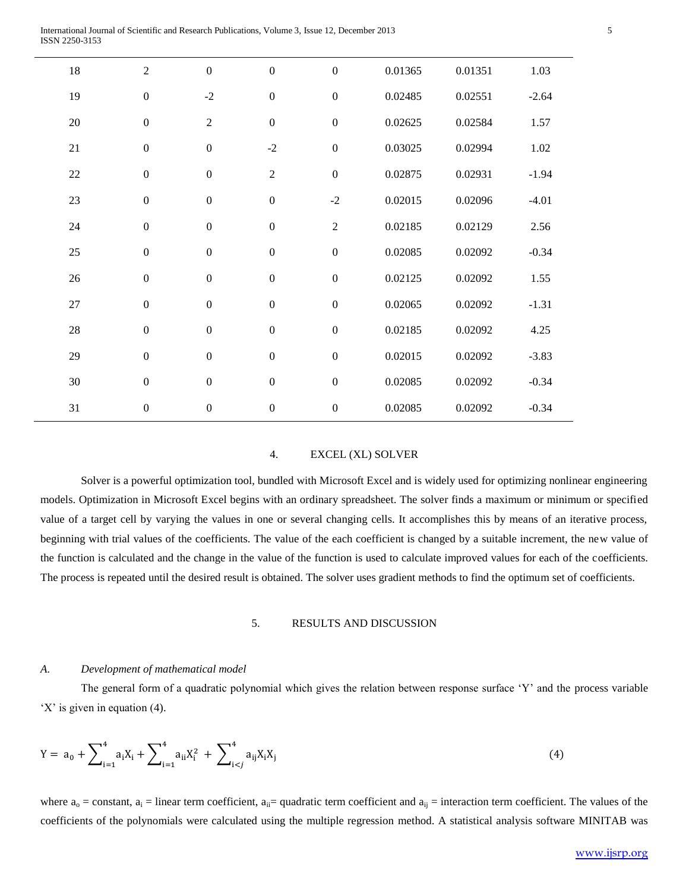| | | | | | | | |
|---|---|---|---|---|---|---|---|
| 18 | 2 | 0 | 0 | 0 | 0.01365 | 0.01351 | 1.03 |
| 19 | 0 | -2 | 0 | 0 | 0.02485 | 0.02551 | -2.64 |
| 20 | 0 | 2 | 0 | 0 | 0.02625 | 0.02584 | 1.57 |
| 21 | 0 | 0 | -2 | 0 | 0.03025 | 0.02994 | 1.02 |
| 22 | 0 | 0 | 2 | 0 | 0.02875 | 0.02931 | -1.94 |
| 23 | 0 | 0 | 0 | -2 | 0.02015 | 0.02096 | -4.01 |
| 24 | 0 | 0 | 0 | 2 | 0.02185 | 0.02129 | 2.56 |
| 25 | 0 | 0 | 0 | 0 | 0.02085 | 0.02092 | -0.34 |
| 26 | 0 | 0 | 0 | 0 | 0.02125 | 0.02092 | 1.55 |
| 27 | 0 | 0 | 0 | 0 | 0.02065 | 0.02092 | -1.31 |
| 28 | 0 | 0 | 0 | 0 | 0.02185 | 0.02092 | 4.25 |
| 29 | 0 | 0 | 0 | 0 | 0.02015 | 0.02092 | -3.83 |
| 30 | 0 | 0 | 0 | 0 | 0.02085 | 0.02092 | -0.34 |
| 31 | 0 | 0 | 0 | 0 | 0.02085 | 0.02092 | -0.34 |

## 4. EXCEL (XL) SOLVER

Solver is a powerful optimization tool, bundled with Microsoft Excel and is widely used for optimizing nonlinear engineering models. Optimization in Microsoft Excel begins with an ordinary spreadsheet. The solver finds a maximum or minimum or specified value of a target cell by varying the values in one or several changing cells. It accomplishes this by means of an iterative process, beginning with trial values of the coefficients. The value of the each coefficient is changed by a suitable increment, the new value of the function is calculated and the change in the value of the function is used to calculate improved values for each of the coefficients. The process is repeated until the desired result is obtained. The solver uses gradient methods to find the optimum set of coefficients.

## 5. RESULTS AND DISCUSSION

### *A. Development of mathematical model*

The general form of a quadratic polynomial which gives the relation between response surface 'Y' and the process variable 'X' is given in equation (4).

$$Y = a_0 + \sum_{i=1}^{4} a_i X_i + \sum_{i=1}^{4} a_{ii} X_i^2 + \sum_{i<j}^{4} a_{ij} X_i X_j \quad (4)$$

where $a_o$ = constant, $a_i$ = linear term coefficient, $a_{ii}$= quadratic term coefficient and $a_{ij}$ = interaction term coefficient. The values of the coefficients of the polynomials were calculated using the multiple regression method. A statistical analysis software MINITAB was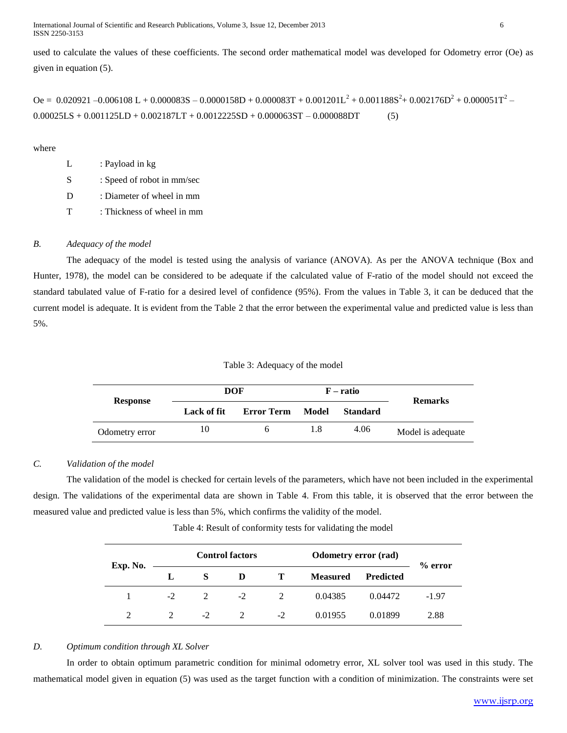used to calculate the values of these coefficients. The second order mathematical model was developed for Odometry error (Oe) as given in equation (5).

$$Oe = 0.020921 - 0.006108\,L + 0.000083S - 0.0000158D + 0.000083T + 0.001201L^2 + 0.001188S^2 + 0.002176D^2 + 0.000051T^2 - 0.00025LS + 0.001125LD + 0.002187LT + 0.0012225SD + 0.000063ST - 0.000088DT \qquad (5)$$

where

- L : Payload in kg
- S : Speed of robot in mm/sec
- D : Diameter of wheel in mm
- T : Thickness of wheel in mm

### *B. Adequacy of the model*

The adequacy of the model is tested using the analysis of variance (ANOVA). As per the ANOVA technique (Box and Hunter, 1978), the model can be considered to be adequate if the calculated value of F-ratio of the model should not exceed the standard tabulated value of F-ratio for a desired level of confidence (95%). From the values in Table 3, it can be deduced that the current model is adequate. It is evident from the Table 2 that the error between the experimental value and predicted value is less than 5%.

Table 3: Adequacy of the model

| Response | DOF | | F – ratio | | Remarks |
|---|---|---|---|---|---|
| | Lack of fit | Error Term | Model | Standard | |
| Odometry error | 10 | 6 | 1.8 | 4.06 | Model is adequate |

### *C. Validation of the model*

The validation of the model is checked for certain levels of the parameters, which have not been included in the experimental design. The validations of the experimental data are shown in Table 4. From this table, it is observed that the error between the measured value and predicted value is less than 5%, which confirms the validity of the model.

Table 4: Result of conformity tests for validating the model

| Exp. No. | Control factors | | | | Odometry error (rad) | | % error |
|---|---|---|---|---|---|---|---|
| | L | S | D | T | Measured | Predicted | |
| 1 | -2 | 2 | -2 | 2 | 0.04385 | 0.04472 | -1.97 |
| 2 | 2 | -2 | 2 | -2 | 0.01955 | 0.01899 | 2.88 |

### *D. Optimum condition through XL Solver*

In order to obtain optimum parametric condition for minimal odometry error, XL solver tool was used in this study. The mathematical model given in equation (5) was used as the target function with a condition of minimization. The constraints were set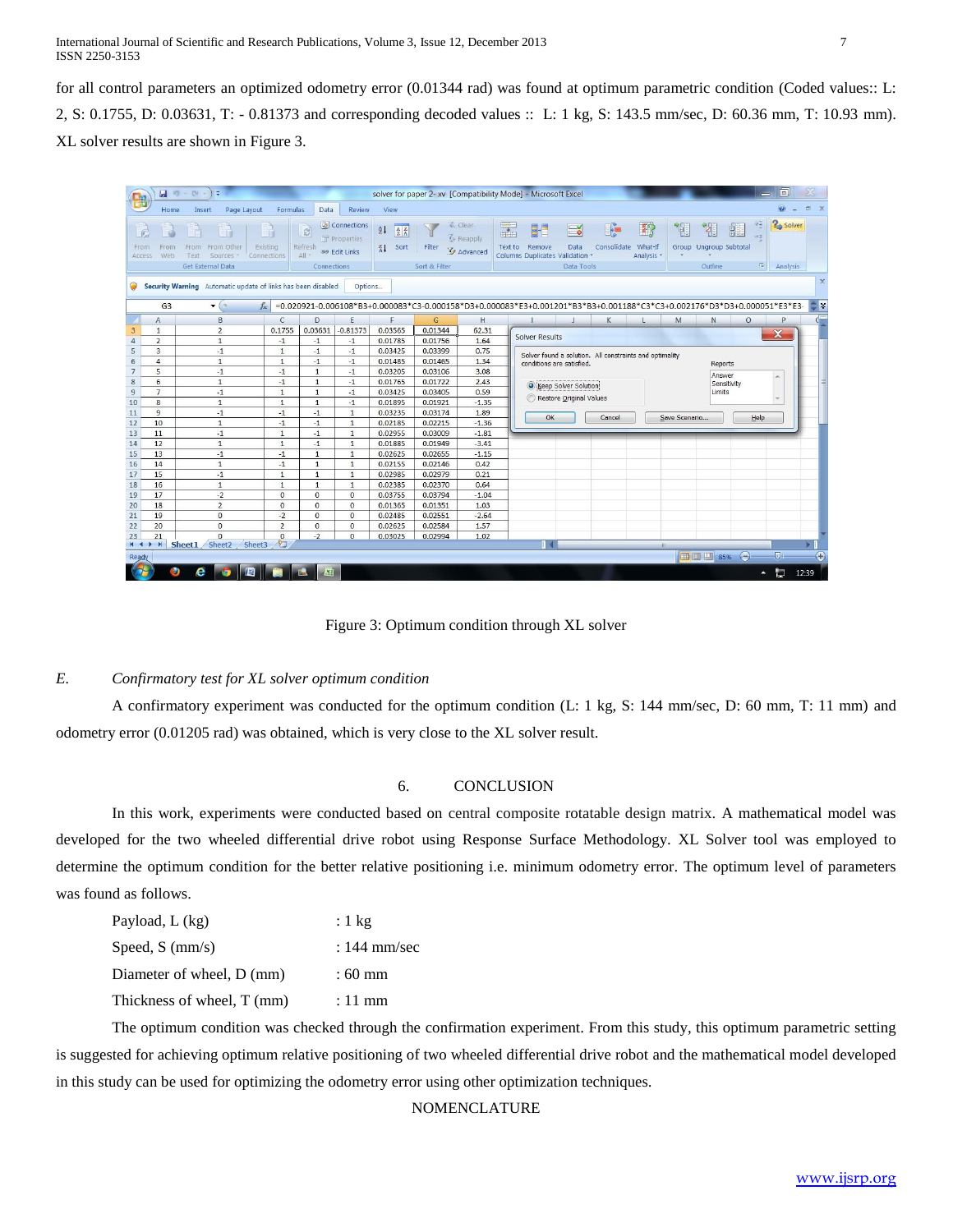for all control parameters an optimized odometry error (0.01344 rad) was found at optimum parametric condition (Coded values:: L: 2, S: 0.1755, D: 0.03631, T: - 0.81373 and corresponding decoded values :: L: 1 kg, S: 143.5 mm/sec, D: 60.36 mm, T: 10.93 mm). XL solver results are shown in Figure 3.

Figure 3: Optimum condition through XL solver

### *E. Confirmatory test for XL solver optimum condition*

A confirmatory experiment was conducted for the optimum condition (L: 1 kg, S: 144 mm/sec, D: 60 mm, T: 11 mm) and odometry error (0.01205 rad) was obtained, which is very close to the XL solver result.

## 6. CONCLUSION

In this work, experiments were conducted based on central composite rotatable design matrix. A mathematical model was developed for the two wheeled differential drive robot using Response Surface Methodology. XL Solver tool was employed to determine the optimum condition for the better relative positioning i.e. minimum odometry error. The optimum level of parameters was found as follows.

| | |
|---|---|
| Payload, L (kg) | : 1 kg |
| Speed, S (mm/s) | : 144 mm/sec |
| Diameter of wheel, D (mm) | : 60 mm |
| Thickness of wheel, T (mm) | : 11 mm |

The optimum condition was checked through the confirmation experiment. From this study, this optimum parametric setting is suggested for achieving optimum relative positioning of two wheeled differential drive robot and the mathematical model developed in this study can be used for optimizing the odometry error using other optimization techniques.

## NOMENCLATURE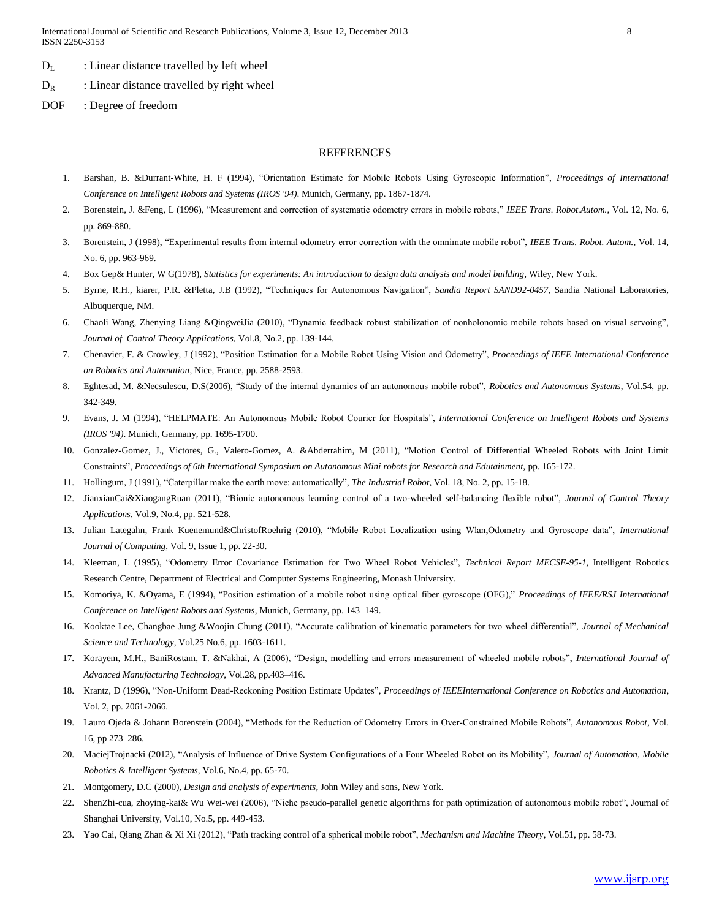$D_L$ : Linear distance travelled by left wheel

$D_R$ : Linear distance travelled by right wheel

DOF : Degree of freedom

## REFERENCES

1. Barshan, B. &Durrant-White, H. F (1994), "Orientation Estimate for Mobile Robots Using Gyroscopic Information", *Proceedings of International Conference on Intelligent Robots and Systems (IROS '94)*. Munich, Germany, pp. 1867-1874.
2. Borenstein, J. &Feng, L (1996), "Measurement and correction of systematic odometry errors in mobile robots," *IEEE Trans. Robot.Autom.*, Vol. 12, No. 6, pp. 869-880.
3. Borenstein, J (1998), "Experimental results from internal odometry error correction with the omnimate mobile robot", *IEEE Trans. Robot. Autom.*, Vol. 14, No. 6, pp. 963-969.
4. Box Gep& Hunter, W G(1978), *Statistics for experiments: An introduction to design data analysis and model building*, Wiley, New York.
5. Byrne, R.H., kiarer, P.R. &Pletta, J.B (1992), "Techniques for Autonomous Navigation", *Sandia Report SAND92-0457*, Sandia National Laboratories, Albuquerque, NM.
6. Chaoli Wang, Zhenying Liang &QingweiJia (2010), "Dynamic feedback robust stabilization of nonholonomic mobile robots based on visual servoing", *Journal of Control Theory Applications*, Vol.8, No.2, pp. 139-144.
7. Chenavier, F. & Crowley, J (1992), "Position Estimation for a Mobile Robot Using Vision and Odometry", *Proceedings of IEEE International Conference on Robotics and Automation*, Nice, France, pp. 2588-2593.
8. Eghtesad, M. &Necsulescu, D.S(2006), "Study of the internal dynamics of an autonomous mobile robot", *Robotics and Autonomous Systems*, Vol.54, pp. 342-349.
9. Evans, J. M (1994), "HELPMATE: An Autonomous Mobile Robot Courier for Hospitals", *International Conference on Intelligent Robots and Systems (IROS '94)*. Munich, Germany, pp. 1695-1700.
10. Gonzalez-Gomez, J., Victores, G., Valero-Gomez, A. &Abderrahim, M (2011), "Motion Control of Differential Wheeled Robots with Joint Limit Constraints", *Proceedings of 6th International Symposium on Autonomous Mini robots for Research and Edutainment*, pp. 165-172.
11. Hollingum, J (1991), "Caterpillar make the earth move: automatically", *The Industrial Robot*, Vol. 18, No. 2, pp. 15-18.
12. JianxianCai&XiagangRuan (2011), "Bionic autonomous learning control of a two-wheeled self-balancing flexible robot", *Journal of Control Theory Applications*, Vol.9, No.4, pp. 521-528.
13. Julian Lategahn, Frank Kuenemund&ChristofRoehrig (2010), "Mobile Robot Localization using Wlan,Odometry and Gyroscope data", *International Journal of Computing*, Vol. 9, Issue 1, pp. 22-30.
14. Kleeman, L (1995), "Odometry Error Covariance Estimation for Two Wheel Robot Vehicles", *Technical Report MECSE-95-1*, Intelligent Robotics Research Centre, Department of Electrical and Computer Systems Engineering, Monash University.
15. Komoriya, K. &Oyama, E (1994), "Position estimation of a mobile robot using optical fiber gyroscope (OFG)," *Proceedings of IEEE/RSJ International Conference on Intelligent Robots and Systems*, Munich, Germany, pp. 143–149.
16. Kooktae Lee, Changbae Jung &Woojin Chung (2011), "Accurate calibration of kinematic parameters for two wheel differential", *Journal of Mechanical Science and Technology*, Vol.25 No.6, pp. 1603-1611.
17. Korayem, M.H., BaniRostam, T. &Nakhai, A (2006), "Design, modelling and errors measurement of wheeled mobile robots", *International Journal of Advanced Manufacturing Technology*, Vol.28, pp.403–416.
18. Krantz, D (1996), "Non-Uniform Dead-Reckoning Position Estimate Updates", *Proceedings of IEEEInternational Conference on Robotics and Automation*, Vol. 2, pp. 2061-2066.
19. Lauro Ojeda & Johann Borenstein (2004), "Methods for the Reduction of Odometry Errors in Over-Constrained Mobile Robots", *Autonomous Robot*, Vol. 16, pp 273–286.
20. MaciejTrojnacki (2012), "Analysis of Influence of Drive System Configurations of a Four Wheeled Robot on its Mobility", *Journal of Automation, Mobile Robotics & Intelligent Systems*, Vol.6, No.4, pp. 65-70.
21. Montgomery, D.C (2000), *Design and analysis of experiments*, John Wiley and sons, New York.
22. ShenZhi-cua, zhoying-kai& Wu Wei-wei (2006), "Niche pseudo-parallel genetic algorithms for path optimization of autonomous mobile robot", Journal of Shanghai University, Vol.10, No.5, pp. 449-453.
23. Yao Cai, Qiang Zhan & Xi Xi (2012), "Path tracking control of a spherical mobile robot", *Mechanism and Machine Theory*, Vol.51, pp. 58-73.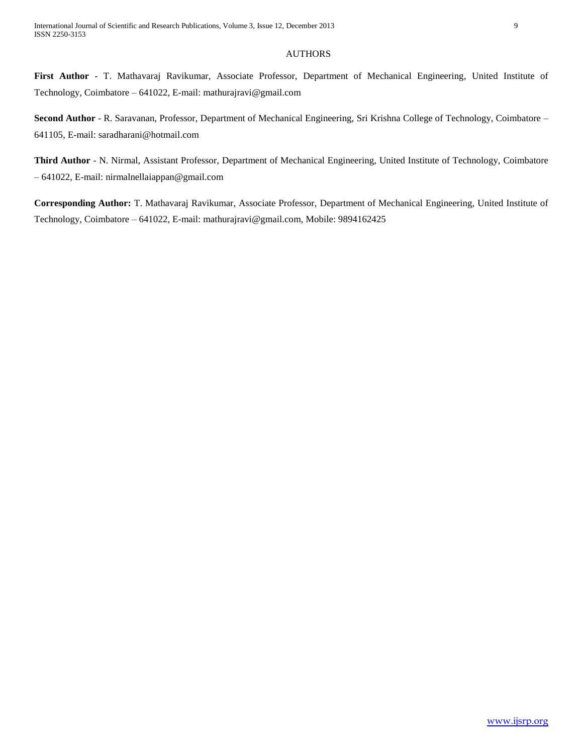## AUTHORS

**First Author** - T. Mathavaraj Ravikumar, Associate Professor, Department of Mechanical Engineering, United Institute of Technology, Coimbatore – 641022, E-mail: mathurajravi@gmail.com

**Second Author** - R. Saravanan, Professor, Department of Mechanical Engineering, Sri Krishna College of Technology, Coimbatore – 641105, E-mail: saradharani@hotmail.com

**Third Author** - N. Nirmal, Assistant Professor, Department of Mechanical Engineering, United Institute of Technology, Coimbatore – 641022, E-mail: nirmalnellaiappan@gmail.com

**Corresponding Author:** T. Mathavaraj Ravikumar, Associate Professor, Department of Mechanical Engineering, United Institute of Technology, Coimbatore – 641022, E-mail: mathurajravi@gmail.com, Mobile: 9894162425